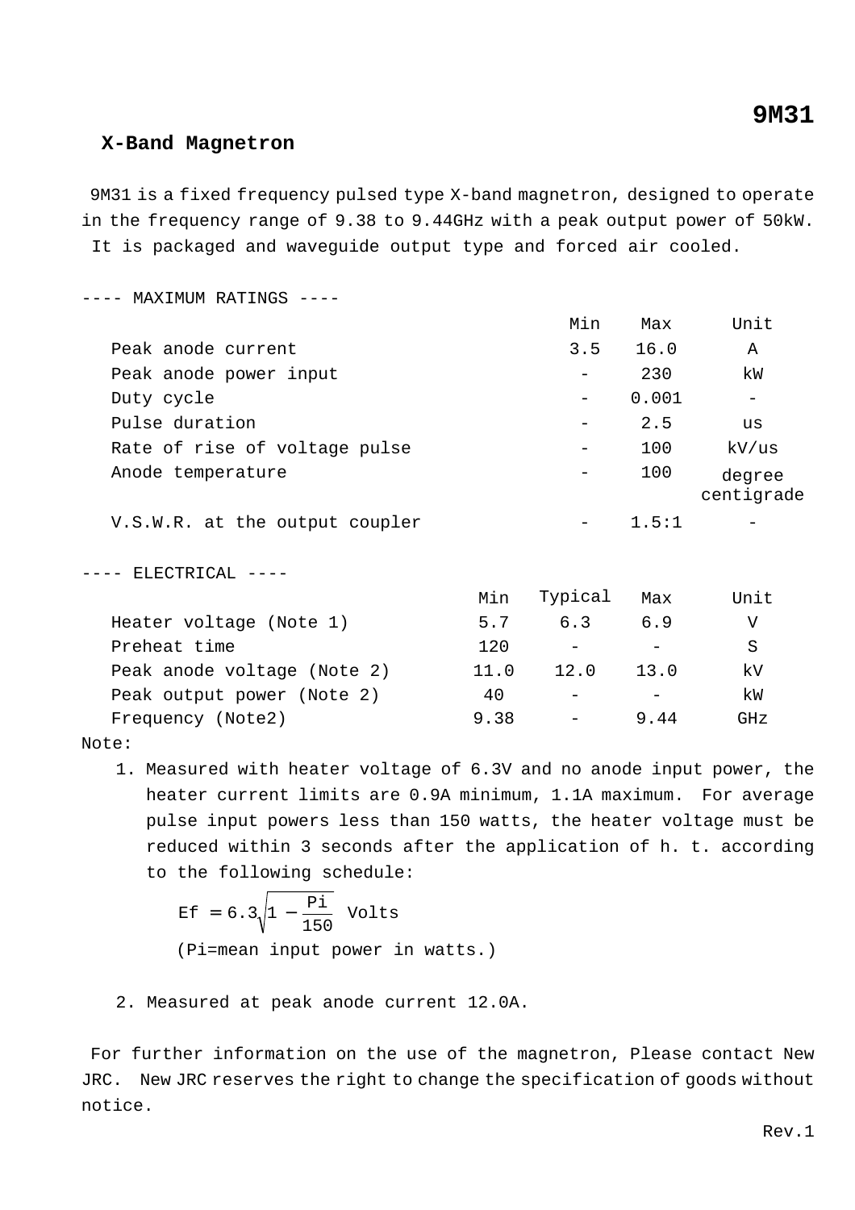# 9M31

## X-Band Magnetron

9M31 is a fixed frequency pulsed type X-band magnetron, designed to operate in the frequency range of 9.38 to 9.44GHz with a peak output power of 50kW. It is packaged and waveguide output type and forced air cooled.

---- MAXIMUM RATINGS ----

| | Min | Max | Unit |
|---|---|---|---|
| Peak anode current | 3.5 | 16.0 | A |
| Peak anode power input | - | 230 | kW |
| Duty cycle | - | 0.001 | - |
| Pulse duration | - | 2.5 | us |
| Rate of rise of voltage pulse | - | 100 | kV/us |
| Anode temperature | - | 100 | degree centigrade |
| V.S.W.R. at the output coupler | - | 1.5:1 | - |

---- ELECTRICAL ----

| | Min | Typical | Max | Unit |
|---|---|---|---|---|
| Heater voltage (Note 1) | 5.7 | 6.3 | 6.9 | V |
| Preheat time | 120 | - | - | S |
| Peak anode voltage (Note 2) | 11.0 | 12.0 | 13.0 | kV |
| Peak output power (Note 2) | 40 | - | - | kW |
| Frequency (Note2) | 9.38 | - | 9.44 | GHz |

Note:

1. Measured with heater voltage of 6.3V and no anode input power, the heater current limits are 0.9A minimum, 1.1A maximum. For average pulse input powers less than 150 watts, the heater voltage must be reduced within 3 seconds after the application of h. t. according to the following schedule:

   $$Ef = 6.3\sqrt{1 - \frac{Pi}{150}} \text{ Volts}$$

   (Pi=mean input power in watts.)

2. Measured at peak anode current 12.0A.

For further information on the use of the magnetron, Please contact New JRC. New JRC reserves the right to change the specification of goods without notice.

Rev.1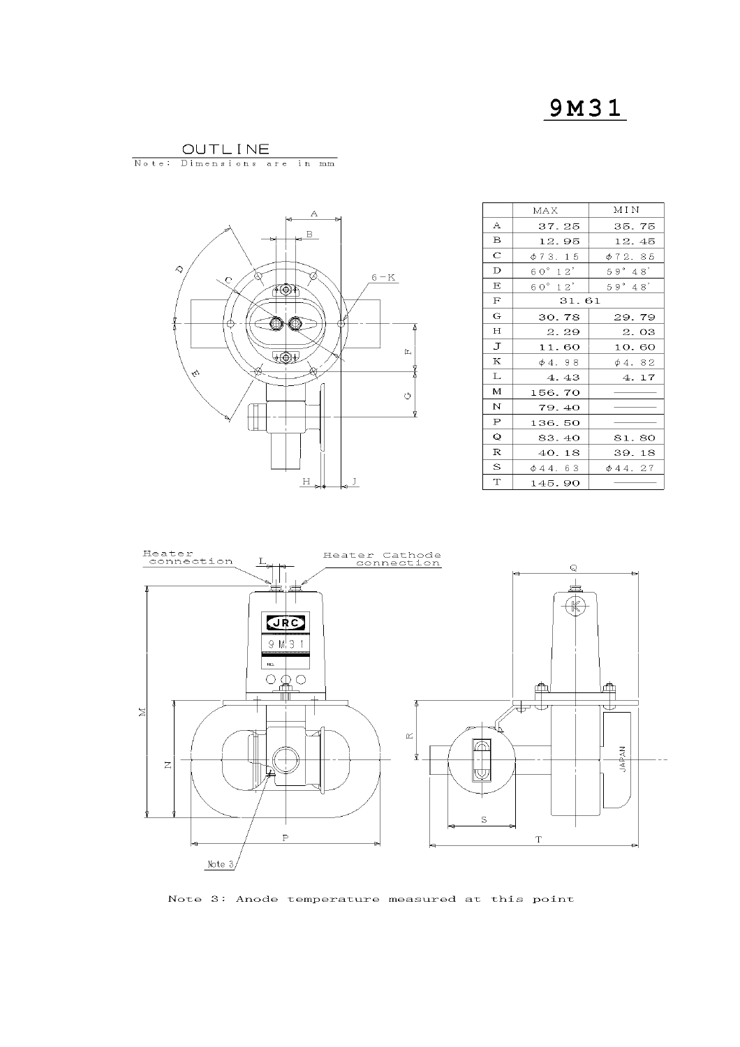# 9M31

## OUTLINE

Note: Dimensions are in mm

| | MAX | MIN |
|---|---|---|
| A | 37.25 | 35.75 |
| B | 12.95 | 12.45 |
| C | φ73.15 | φ72.85 |
| D | 60° 12' | 59° 48' |
| E | 60° 12' | 59° 48' |
| F | 31.61 | |
| G | 30.78 | 29.79 |
| H | 2.29 | 2.03 |
| J | 11.60 | 10.60 |
| K | φ4.98 | φ4.82 |
| L | 4.43 | 4.17 |
| M | 156.70 | ――― |
| N | 79.40 | ――― |
| P | 136.50 | ――― |
| Q | 83.40 | 81.80 |
| R | 40.18 | 39.18 |
| S | φ44.63 | φ44.27 |
| T | 145.90 | ――― |

A
B
C
D
E
F
G
H
J
6-K

Heater connection
L
Heater Cathode connection
JRC
9M31
M
N
P
Note 3
Q
R
S
T
JAPAN

Note 3: Anode temperature measured at this point